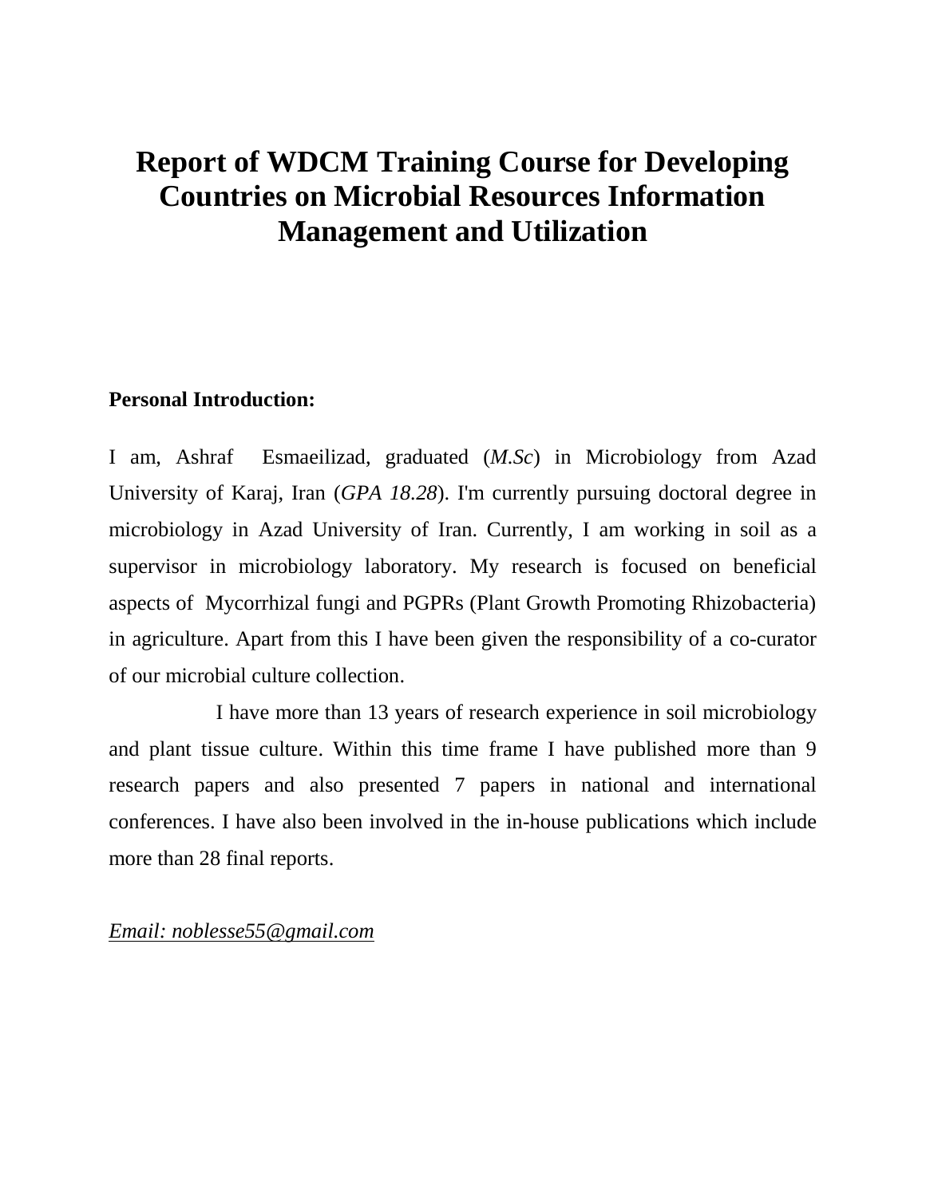# Report of WDCM Training Course for Developing Countries on Microbial Resources Information Management and Utilization

**Personal Introduction:**

I am, Ashraf Esmaeilizad, graduated (*M.Sc*) in Microbiology from Azad University of Karaj, Iran (*GPA 18.28*). I'm currently pursuing doctoral degree in microbiology in Azad University of Iran. Currently, I am working in soil as a supervisor in microbiology laboratory. My research is focused on beneficial aspects of Mycorrhizal fungi and PGPRs (Plant Growth Promoting Rhizobacteria) in agriculture. Apart from this I have been given the responsibility of a co-curator of our microbial culture collection.

I have more than 13 years of research experience in soil microbiology and plant tissue culture. Within this time frame I have published more than 9 research papers and also presented 7 papers in national and international conferences. I have also been involved in the in-house publications which include more than 28 final reports.

*Email: noblesse55@gmail.com*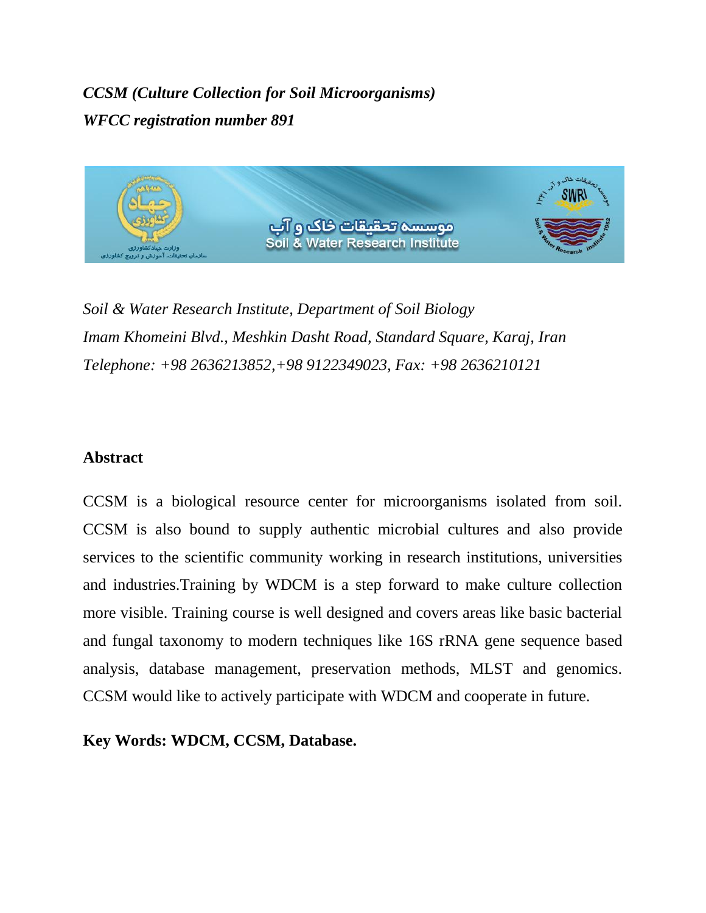*CCSM (Culture Collection for Soil Microorganisms)*
***WFCC registration number 891***

*Soil & Water Research Institute, Department of Soil Biology*
*Imam Khomeini Blvd., Meshkin Dasht Road, Standard Square, Karaj, Iran*
*Telephone: +98 2636213852,+98 9122349023, Fax: +98 2636210121*

## Abstract

CCSM is a biological resource center for microorganisms isolated from soil. CCSM is also bound to supply authentic microbial cultures and also provide services to the scientific community working in research institutions, universities and industries.Training by WDCM is a step forward to make culture collection more visible. Training course is well designed and covers areas like basic bacterial and fungal taxonomy to modern techniques like 16S rRNA gene sequence based analysis, database management, preservation methods, MLST and genomics. CCSM would like to actively participate with WDCM and cooperate in future.

**Key Words: WDCM, CCSM, Database.**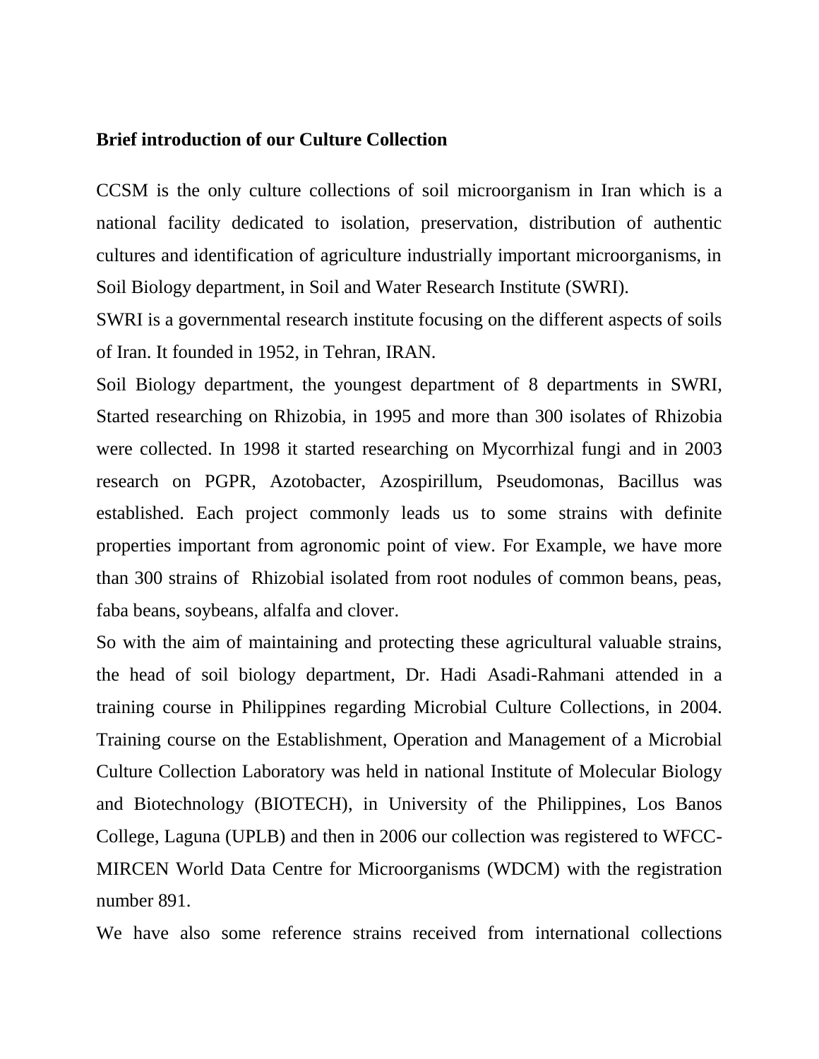**Brief introduction of our Culture Collection**

CCSM is the only culture collections of soil microorganism in Iran which is a national facility dedicated to isolation, preservation, distribution of authentic cultures and identification of agriculture industrially important microorganisms, in Soil Biology department, in Soil and Water Research Institute (SWRI).

SWRI is a governmental research institute focusing on the different aspects of soils of Iran. It founded in 1952, in Tehran, IRAN.

Soil Biology department, the youngest department of 8 departments in SWRI, Started researching on Rhizobia, in 1995 and more than 300 isolates of Rhizobia were collected. In 1998 it started researching on Mycorrhizal fungi and in 2003 research on PGPR, Azotobacter, Azospirillum, Pseudomonas, Bacillus was established. Each project commonly leads us to some strains with definite properties important from agronomic point of view. For Example, we have more than 300 strains of Rhizobial isolated from root nodules of common beans, peas, faba beans, soybeans, alfalfa and clover.

So with the aim of maintaining and protecting these agricultural valuable strains, the head of soil biology department, Dr. Hadi Asadi-Rahmani attended in a training course in Philippines regarding Microbial Culture Collections, in 2004. Training course on the Establishment, Operation and Management of a Microbial Culture Collection Laboratory was held in national Institute of Molecular Biology and Biotechnology (BIOTECH), in University of the Philippines, Los Banos College, Laguna (UPLB) and then in 2006 our collection was registered to WFCC-MIRCEN World Data Centre for Microorganisms (WDCM) with the registration number 891.

We have also some reference strains received from international collections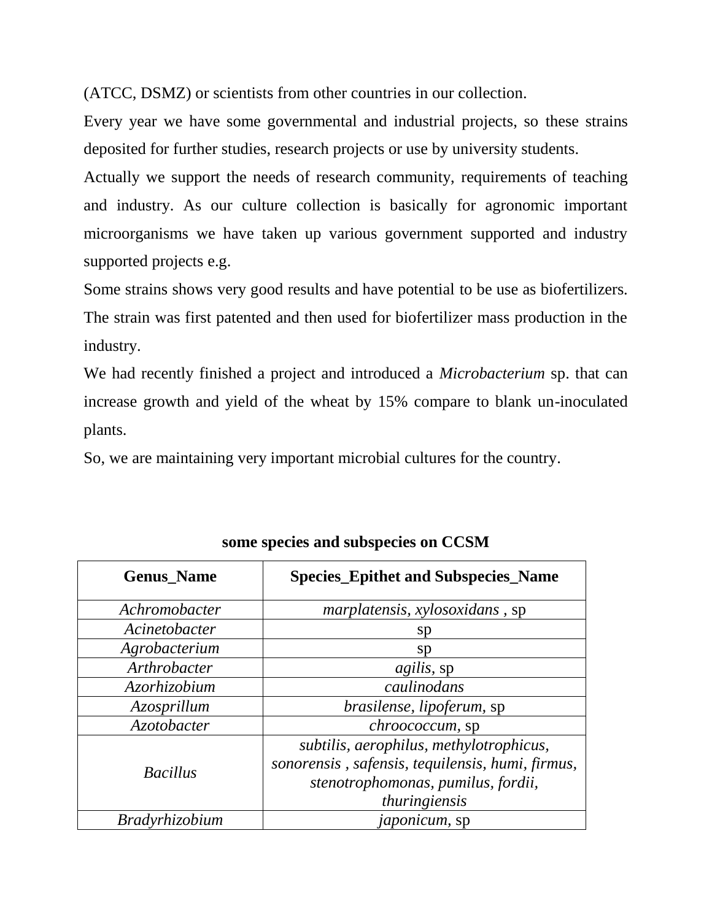(ATCC, DSMZ) or scientists from other countries in our collection.

Every year we have some governmental and industrial projects, so these strains deposited for further studies, research projects or use by university students.

Actually we support the needs of research community, requirements of teaching and industry. As our culture collection is basically for agronomic important microorganisms we have taken up various government supported and industry supported projects e.g.

Some strains shows very good results and have potential to be use as biofertilizers. The strain was first patented and then used for biofertilizer mass production in the industry.

We had recently finished a project and introduced a *Microbacterium* sp. that can increase growth and yield of the wheat by 15% compare to blank un-inoculated plants.

So, we are maintaining very important microbial cultures for the country.

**some species and subspecies on CCSM**

| Genus_Name | Species_Epithet and Subspecies_Name |
|---|---|
| *Achromobacter* | *marplatensis, xylosoxidans* , sp |
| *Acinetobacter* | sp |
| *Agrobacterium* | sp |
| *Arthrobacter* | *agilis,* sp |
| *Azorhizobium* | *caulinodans* |
| *Azosprillum* | *brasilense, lipoferum,* sp |
| *Azotobacter* | *chroococcum,* sp |
| *Bacillus* | *subtilis, aerophilus, methylotrophicus, sonorensis , safensis, tequilensis, humi, firmus, stenotrophomonas, pumilus, fordii, thuringiensis* |
| *Bradyrhizobium* | *japonicum,* sp |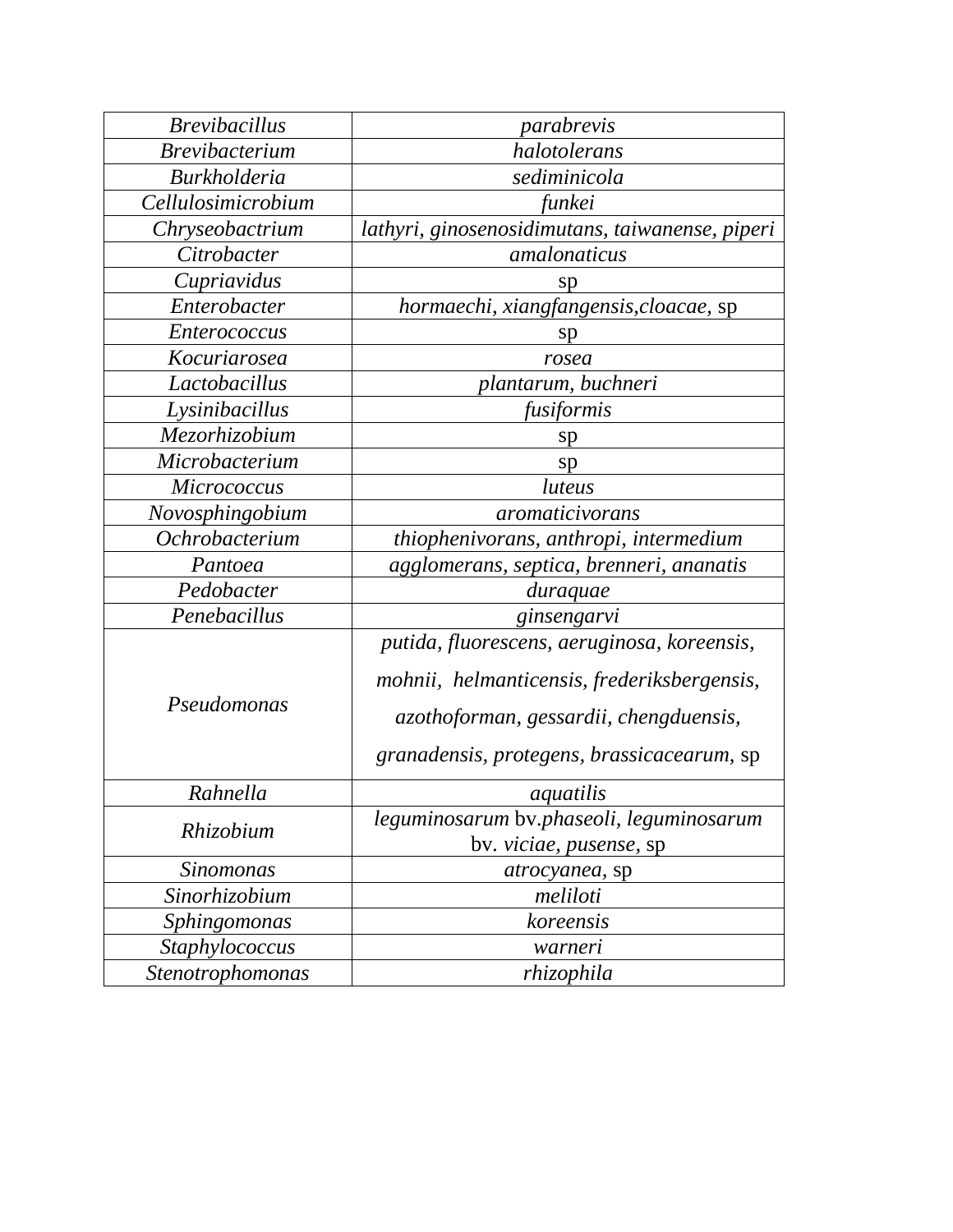| | |
|---|---|
| *Brevibacillus* | *parabrevis* |
| *Brevibacterium* | *halotolerans* |
| *Burkholderia* | *sediminicola* |
| *Cellulosimicrobium* | *funkei* |
| *Chryseobactrium* | *lathyri, ginosenosidimutans, taiwanense, piperi* |
| *Citrobacter* | *amalonaticus* |
| *Cupriavidus* | sp |
| *Enterobacter* | *hormaechi, xiangfangensis,cloacae,* sp |
| *Enterococcus* | sp |
| *Kocuriarosea* | *rosea* |
| *Lactobacillus* | *plantarum, buchneri* |
| *Lysinibacillus* | *fusiformis* |
| *Mezorhizobium* | sp |
| *Microbacterium* | sp |
| *Micrococcus* | *luteus* |
| *Novosphingobium* | *aromaticivorans* |
| *Ochrobacterium* | *thiophenivorans, anthropi, intermedium* |
| *Pantoea* | *agglomerans, septica, brenneri, ananatis* |
| *Pedobacter* | *duraquae* |
| *Penebacillus* | *ginsengarvi* |
| *Pseudomonas* | *putida, fluorescens, aeruginosa, koreensis, mohnii, helmanticensis, frederiksbergensis, azothoforman, gessardii, chengduensis, granadensis, protegens, brassicacearum,* sp |
| *Rahnella* | *aquatilis* |
| *Rhizobium* | *leguminosarum* bv.*phaseoli, leguminosarum* bv. *viciae, pusense,* sp |
| *Sinomonas* | *atrocyanea,* sp |
| *Sinorhizobium* | *meliloti* |
| *Sphingomonas* | *koreensis* |
| *Staphylococcus* | *warneri* |
| *Stenotrophomonas* | *rhizophila* |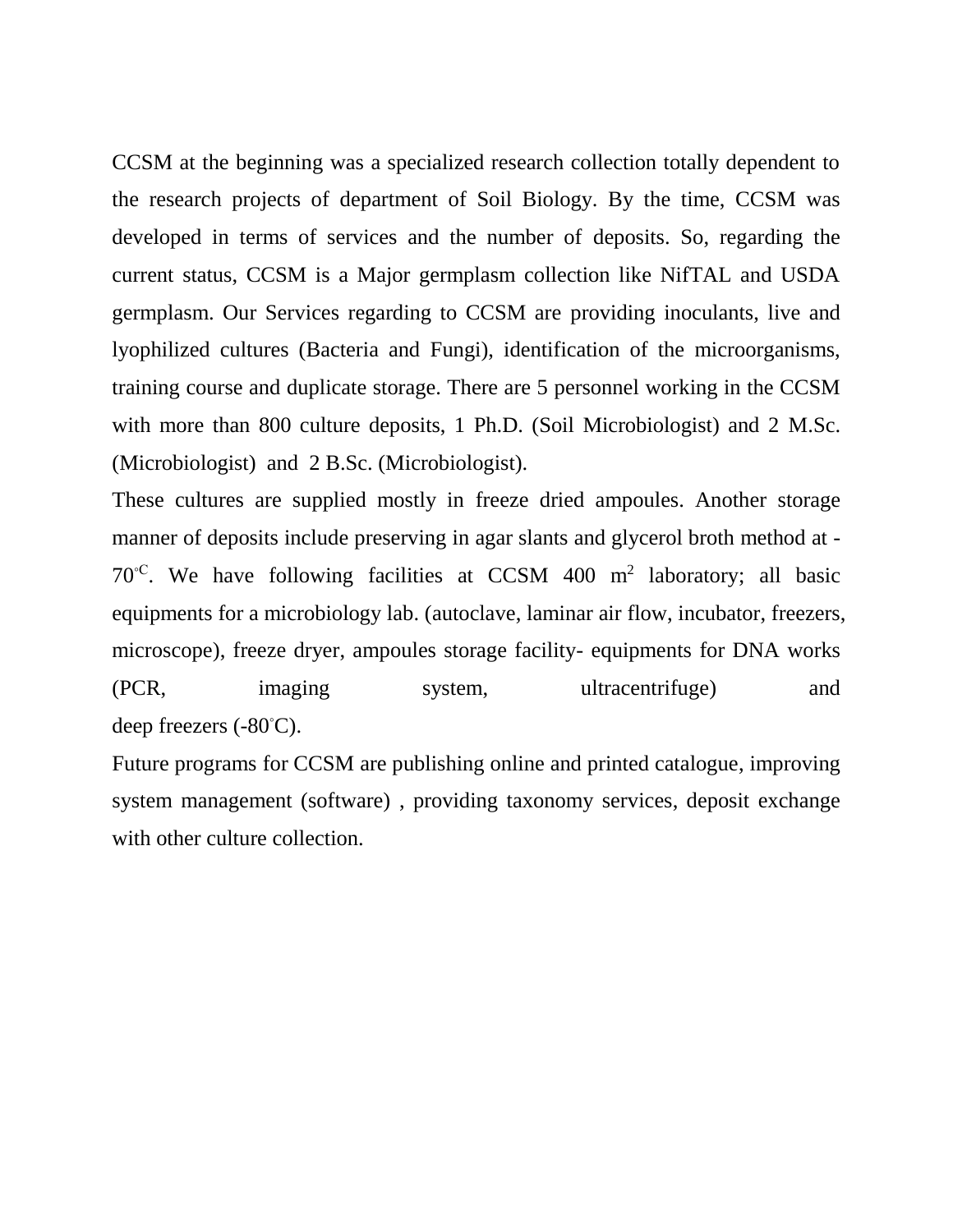CCSM at the beginning was a specialized research collection totally dependent to the research projects of department of Soil Biology. By the time, CCSM was developed in terms of services and the number of deposits. So, regarding the current status, CCSM is a Major germplasm collection like NifTAL and USDA germplasm. Our Services regarding to CCSM are providing inoculants, live and lyophilized cultures (Bacteria and Fungi), identification of the microorganisms, training course and duplicate storage. There are 5 personnel working in the CCSM with more than 800 culture deposits, 1 Ph.D. (Soil Microbiologist) and 2 M.Sc. (Microbiologist) and 2 B.Sc. (Microbiologist).

These cultures are supplied mostly in freeze dried ampoules. Another storage manner of deposits include preserving in agar slants and glycerol broth method at -70°C. We have following facilities at CCSM 400 $m^2$ laboratory; all basic equipments for a microbiology lab. (autoclave, laminar air flow, incubator, freezers, microscope), freeze dryer, ampoules storage facility- equipments for DNA works (PCR, imaging system, ultracentrifuge) and deep freezers (-80°C).

Future programs for CCSM are publishing online and printed catalogue, improving system management (software) , providing taxonomy services, deposit exchange with other culture collection.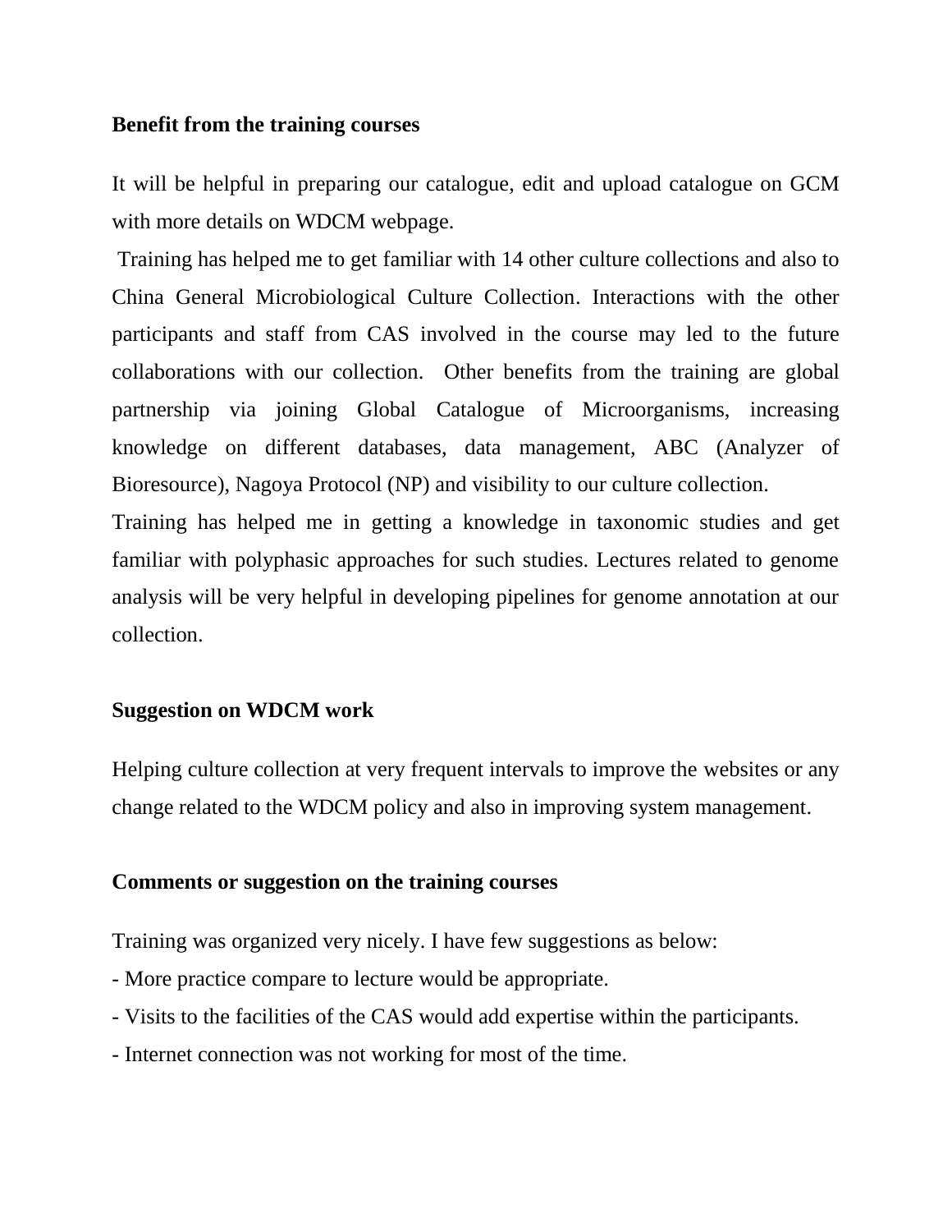**Benefit from the training courses**

It will be helpful in preparing our catalogue, edit and upload catalogue on GCM with more details on WDCM webpage.

Training has helped me to get familiar with 14 other culture collections and also to China General Microbiological Culture Collection. Interactions with the other participants and staff from CAS involved in the course may led to the future collaborations with our collection. Other benefits from the training are global partnership via joining Global Catalogue of Microorganisms, increasing knowledge on different databases, data management, ABC (Analyzer of Bioresource), Nagoya Protocol (NP) and visibility to our culture collection.

Training has helped me in getting a knowledge in taxonomic studies and get familiar with polyphasic approaches for such studies. Lectures related to genome analysis will be very helpful in developing pipelines for genome annotation at our collection.

**Suggestion on WDCM work**

Helping culture collection at very frequent intervals to improve the websites or any change related to the WDCM policy and also in improving system management.

**Comments or suggestion on the training courses**

Training was organized very nicely. I have few suggestions as below:

- More practice compare to lecture would be appropriate.
- Visits to the facilities of the CAS would add expertise within the participants.
- Internet connection was not working for most of the time.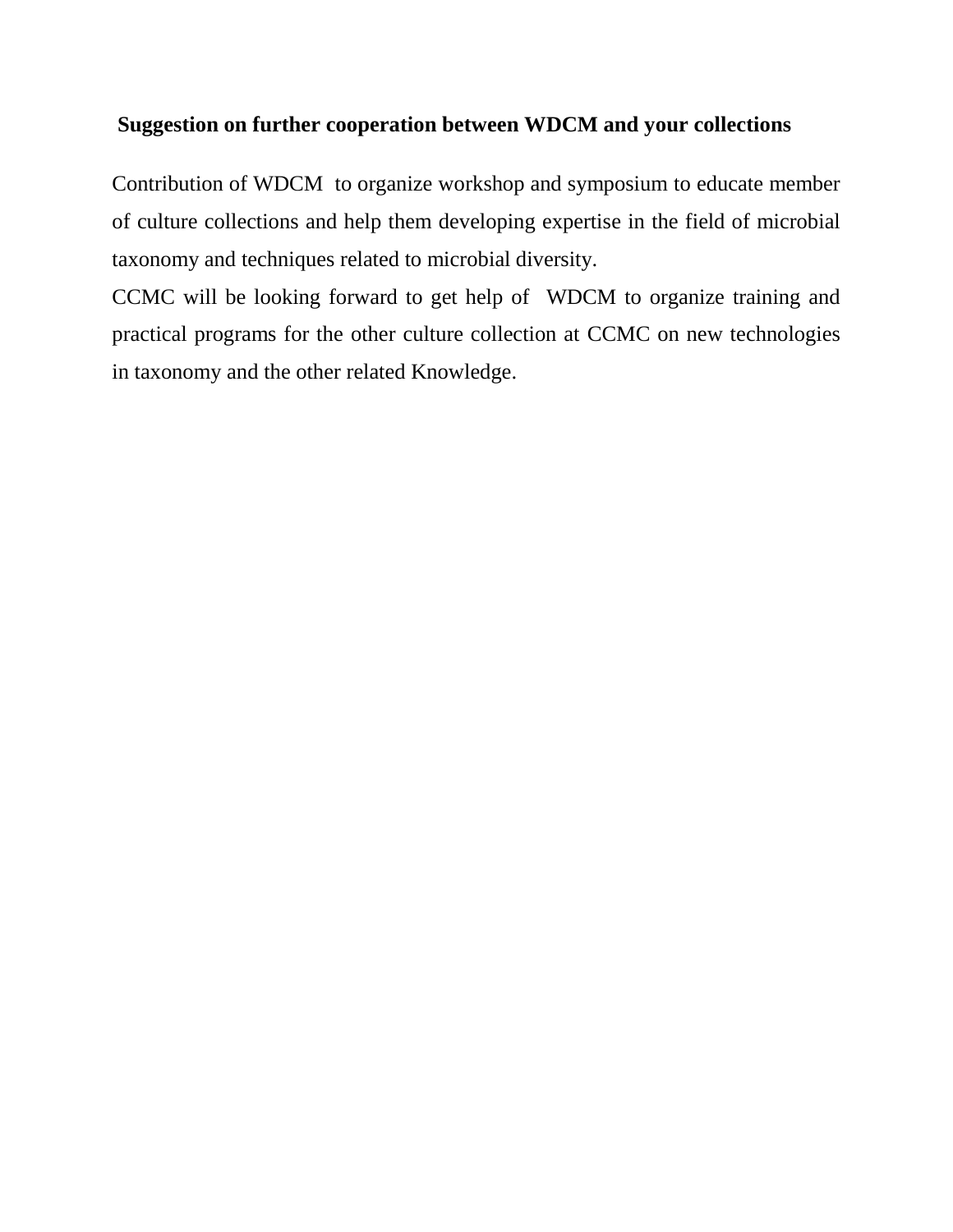**Suggestion on further cooperation between WDCM and your collections**

Contribution of WDCM to organize workshop and symposium to educate member of culture collections and help them developing expertise in the field of microbial taxonomy and techniques related to microbial diversity.

CCMC will be looking forward to get help of WDCM to organize training and practical programs for the other culture collection at CCMC on new technologies in taxonomy and the other related Knowledge.